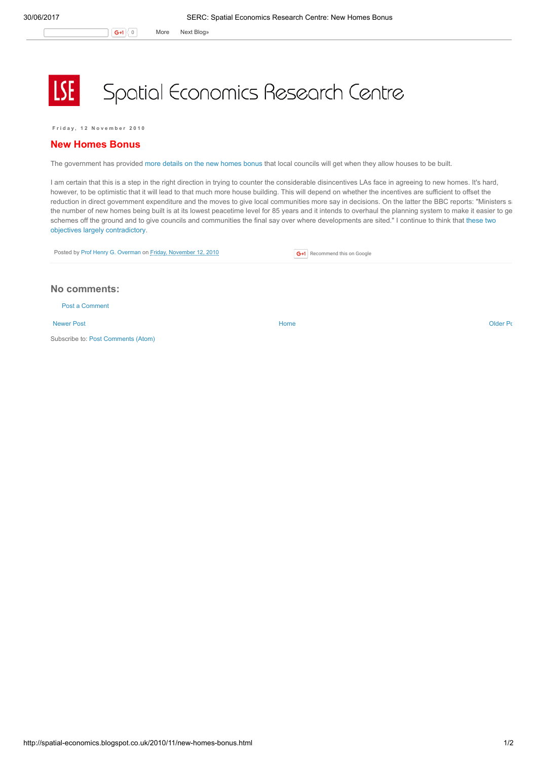# Spatial Economics Research Centre

Friday, 12 November 2010

## New Homes Bonus

The government has provided more details on the new homes bonus that local councils will get when they allow houses to be built.

I am certain that this is a step in the right direction in trying to counter the considerable disincentives LAs face in agreeing to new homes. It's hard, however, to be optimistic that it will lead to that much more house building. This will depend on whether the incentives are sufficient to offset the reduction in direct government expenditure and the moves to give local communities more say in decisions. On the latter the BBC reports: "Ministers s the number of new homes being built is at its lowest peacetime level for 85 years and it intends to overhaul the planning system to make it easier to ge schemes off the ground and to give councils and communities the final say over where developments are sited." I continue to think that these two objectives largely contradictory.

Posted by Prof Henry G. Overman on Friday, November 12, 2010

Recommend this on Google

## No comments:

Post a Comment

Newer Post | Home | Older Pc

Subscribe to: Post Comments (Atom)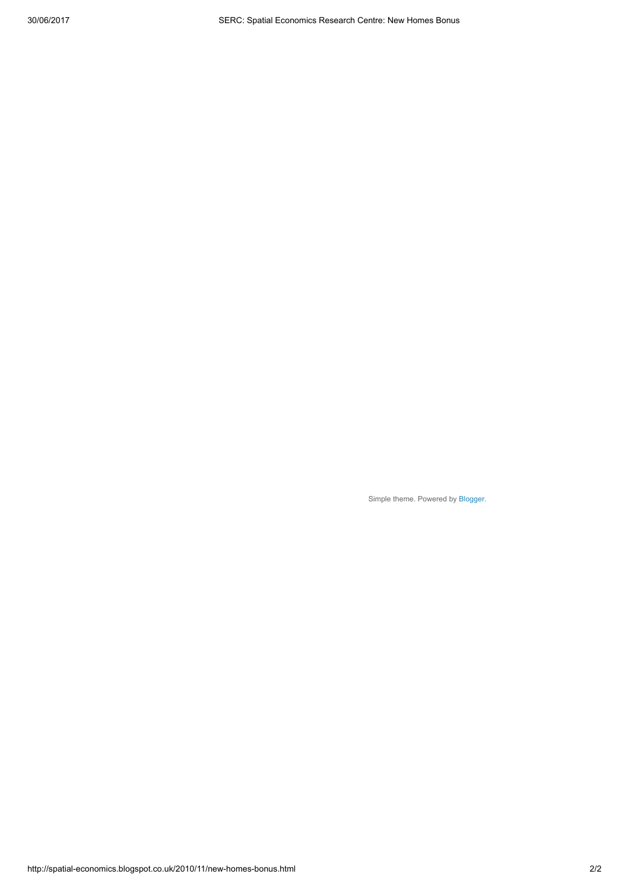Simple theme. Powered by Blogger.